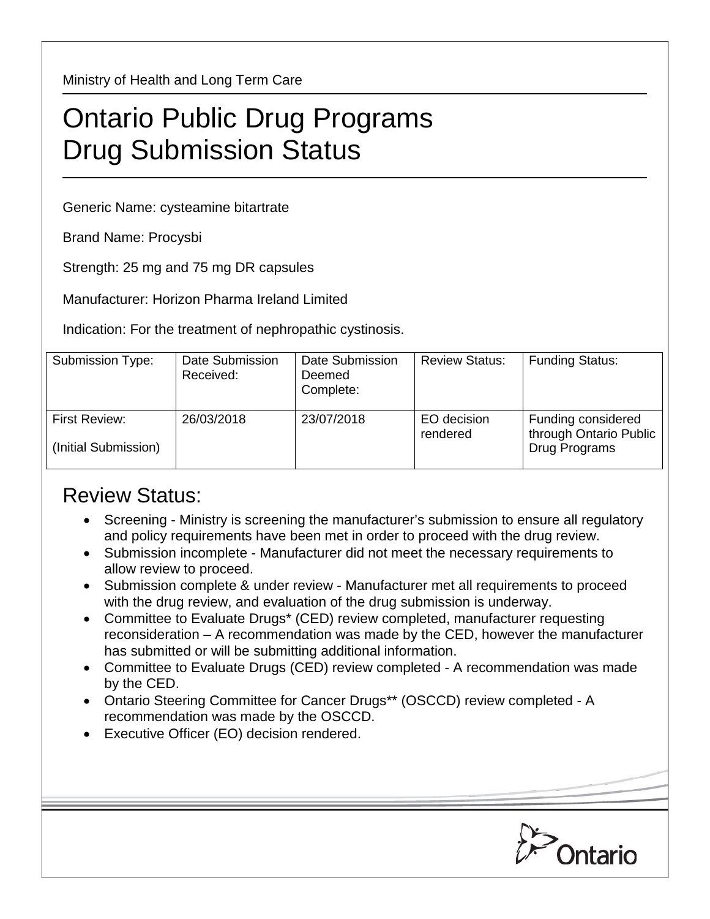Ministry of Health and Long Term Care

# Ontario Public Drug Programs Drug Submission Status

Generic Name: cysteamine bitartrate

Brand Name: Procysbi

Strength: 25 mg and 75 mg DR capsules

Manufacturer: Horizon Pharma Ireland Limited

Indication: For the treatment of nephropathic cystinosis.

| Submission Type: | Date Submission Received: | Date Submission Deemed Complete: | Review Status: | Funding Status: |
|---|---|---|---|---|
| First Review: (Initial Submission) | 26/03/2018 | 23/07/2018 | EO decision rendered | Funding considered through Ontario Public Drug Programs |

## Review Status:

- Screening - Ministry is screening the manufacturer's submission to ensure all regulatory and policy requirements have been met in order to proceed with the drug review.
- Submission incomplete - Manufacturer did not meet the necessary requirements to allow review to proceed.
- Submission complete & under review - Manufacturer met all requirements to proceed with the drug review, and evaluation of the drug submission is underway.
- Committee to Evaluate Drugs* (CED) review completed, manufacturer requesting reconsideration – A recommendation was made by the CED, however the manufacturer has submitted or will be submitting additional information.
- Committee to Evaluate Drugs (CED) review completed - A recommendation was made by the CED.
- Ontario Steering Committee for Cancer Drugs** (OSCCD) review completed - A recommendation was made by the OSCCD.
- Executive Officer (EO) decision rendered.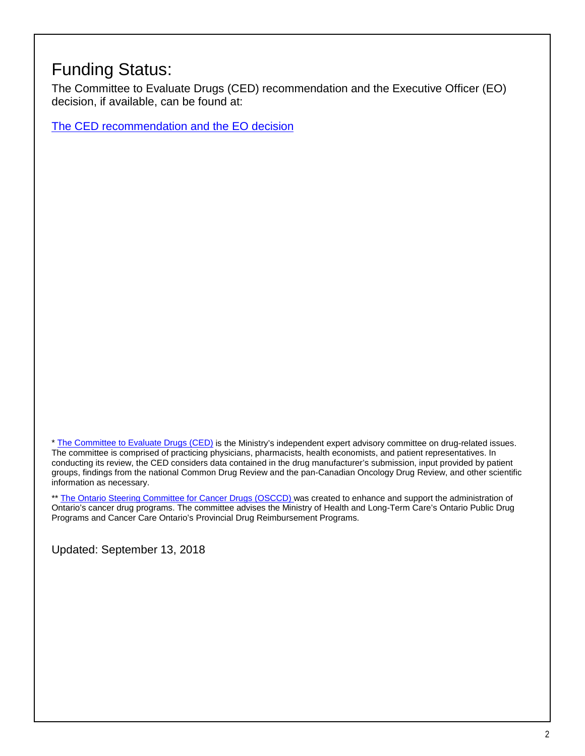## Funding Status:

The Committee to Evaluate Drugs (CED) recommendation and the Executive Officer (EO) decision, if available, can be found at:

The CED recommendation and the EO decision

* The Committee to Evaluate Drugs (CED) is the Ministry's independent expert advisory committee on drug-related issues. The committee is comprised of practicing physicians, pharmacists, health economists, and patient representatives. In conducting its review, the CED considers data contained in the drug manufacturer's submission, input provided by patient groups, findings from the national Common Drug Review and the pan-Canadian Oncology Drug Review, and other scientific information as necessary.

** The Ontario Steering Committee for Cancer Drugs (OSCCD) was created to enhance and support the administration of Ontario's cancer drug programs. The committee advises the Ministry of Health and Long-Term Care's Ontario Public Drug Programs and Cancer Care Ontario's Provincial Drug Reimbursement Programs.

Updated: September 13, 2018